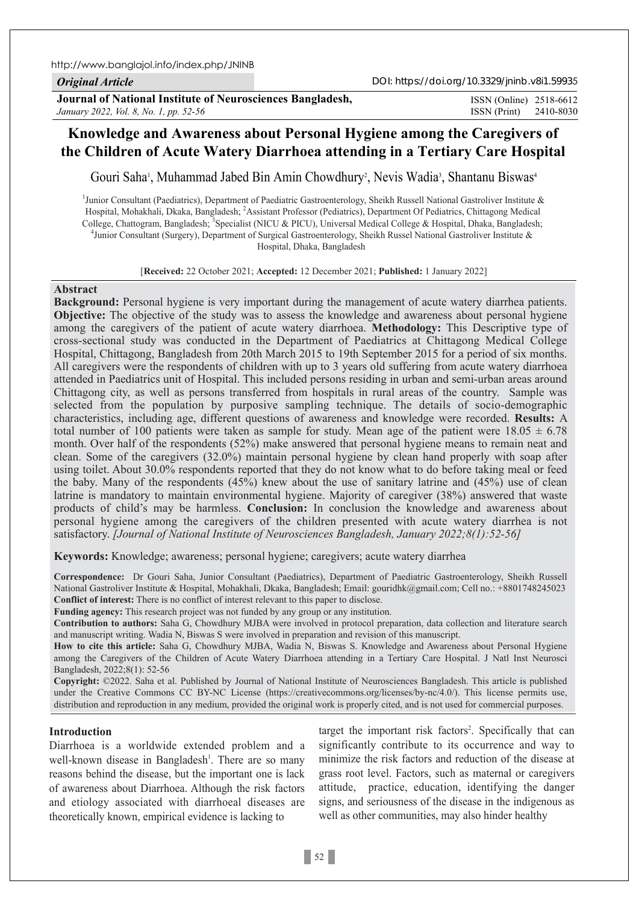http://www.banglajol.info/index.php/JNINB

*Original Article*

DOI: https://doi.org/10.3329/jninb.v8i1.59935

**Journal of National Institute of Neurosciences Bangladesh,**
*January 2022, Vol. 8, No. 1, pp. 52-56*

ISSN (Online) 2518-6612
ISSN (Print) 2410-8030

# Knowledge and Awareness about Personal Hygiene among the Caregivers of the Children of Acute Watery Diarrhoea attending in a Tertiary Care Hospital

Gouri Saha[1], Muhammad Jabed Bin Amin Chowdhury[2], Nevis Wadia[3], Shantanu Biswas[4]

[1]Junior Consultant (Paediatrics), Department of Paediatric Gastroenterology, Sheikh Russell National Gastroliver Institute & Hospital, Mohakhali, Dkaka, Bangladesh; [2]Assistant Professor (Pediatrics), Department Of Pediatrics, Chittagong Medical College, Chattogram, Bangladesh; [3]Specialist (NICU & PICU), Universal Medical College & Hospital, Dhaka, Bangladesh; [4]Junior Consultant (Surgery), Department of Surgical Gastroenterology, Sheikh Russel National Gastroliver Institute & Hospital, Dhaka, Bangladesh

[**Received:** 22 October 2021; **Accepted:** 12 December 2021; **Published:** 1 January 2022]

## Abstract

**Background:** Personal hygiene is very important during the management of acute watery diarrhea patients. **Objective:** The objective of the study was to assess the knowledge and awareness about personal hygiene among the caregivers of the patient of acute watery diarrhoea. **Methodology:** This Descriptive type of cross-sectional study was conducted in the Department of Paediatrics at Chittagong Medical College Hospital, Chittagong, Bangladesh from 20th March 2015 to 19th September 2015 for a period of six months. All caregivers were the respondents of children with up to 3 years old suffering from acute watery diarrhoea attended in Paediatrics unit of Hospital. This included persons residing in urban and semi-urban areas around Chittagong city, as well as persons transferred from hospitals in rural areas of the country. Sample was selected from the population by purposive sampling technique. The details of socio-demographic characteristics, including age, different questions of awareness and knowledge were recorded. **Results:** A total number of 100 patients were taken as sample for study. Mean age of the patient were 18.05 ± 6.78 month. Over half of the respondents (52%) make answered that personal hygiene means to remain neat and clean. Some of the caregivers (32.0%) maintain personal hygiene by clean hand properly with soap after using toilet. About 30.0% respondents reported that they do not know what to do before taking meal or feed the baby. Many of the respondents (45%) knew about the use of sanitary latrine and (45%) use of clean latrine is mandatory to maintain environmental hygiene. Majority of caregiver (38%) answered that waste products of child's may be harmless. **Conclusion:** In conclusion the knowledge and awareness about personal hygiene among the caregivers of the children presented with acute watery diarrhea is not satisfactory. *[Journal of National Institute of Neurosciences Bangladesh, January 2022;8(1):52-56]*

**Keywords:** Knowledge; awareness; personal hygiene; caregivers; acute watery diarrhea

**Correspondence:** Dr Gouri Saha, Junior Consultant (Paediatrics), Department of Paediatric Gastroenterology, Sheikh Russell National Gastroliver Institute & Hospital, Mohakhali, Dkaka, Bangladesh; Email: gouridhk@gmail.com; Cell no.: +8801748245023

**Conflict of interest:** There is no conflict of interest relevant to this paper to disclose.

**Funding agency:** This research project was not funded by any group or any institution.

**Contribution to authors:** Saha G, Chowdhury MJBA were involved in protocol preparation, data collection and literature search and manuscript writing. Wadia N, Biswas S were involved in preparation and revision of this manuscript.

**How to cite this article:** Saha G, Chowdhury MJBA, Wadia N, Biswas S. Knowledge and Awareness about Personal Hygiene among the Caregivers of the Children of Acute Watery Diarrhoea attending in a Tertiary Care Hospital. J Natl Inst Neurosci Bangladesh, 2022;8(1): 52-56

**Copyright:** ©2022. Saha et al. Published by Journal of National Institute of Neurosciences Bangladesh. This article is published under the Creative Commons CC BY-NC License (https://creativecommons.org/licenses/by-nc/4.0/). This license permits use, distribution and reproduction in any medium, provided the original work is properly cited, and is not used for commercial purposes.

## Introduction

Diarrhoea is a worldwide extended problem and a well-known disease in Bangladesh[1]. There are so many reasons behind the disease, but the important one is lack of awareness about Diarrhoea. Although the risk factors and etiology associated with diarrhoeal diseases are theoretically known, empirical evidence is lacking to target the important risk factors[2]. Specifically that can significantly contribute to its occurrence and way to minimize the risk factors and reduction of the disease at grass root level. Factors, such as maternal or caregivers attitude, practice, education, identifying the danger signs, and seriousness of the disease in the indigenous as well as other communities, may also hinder healthy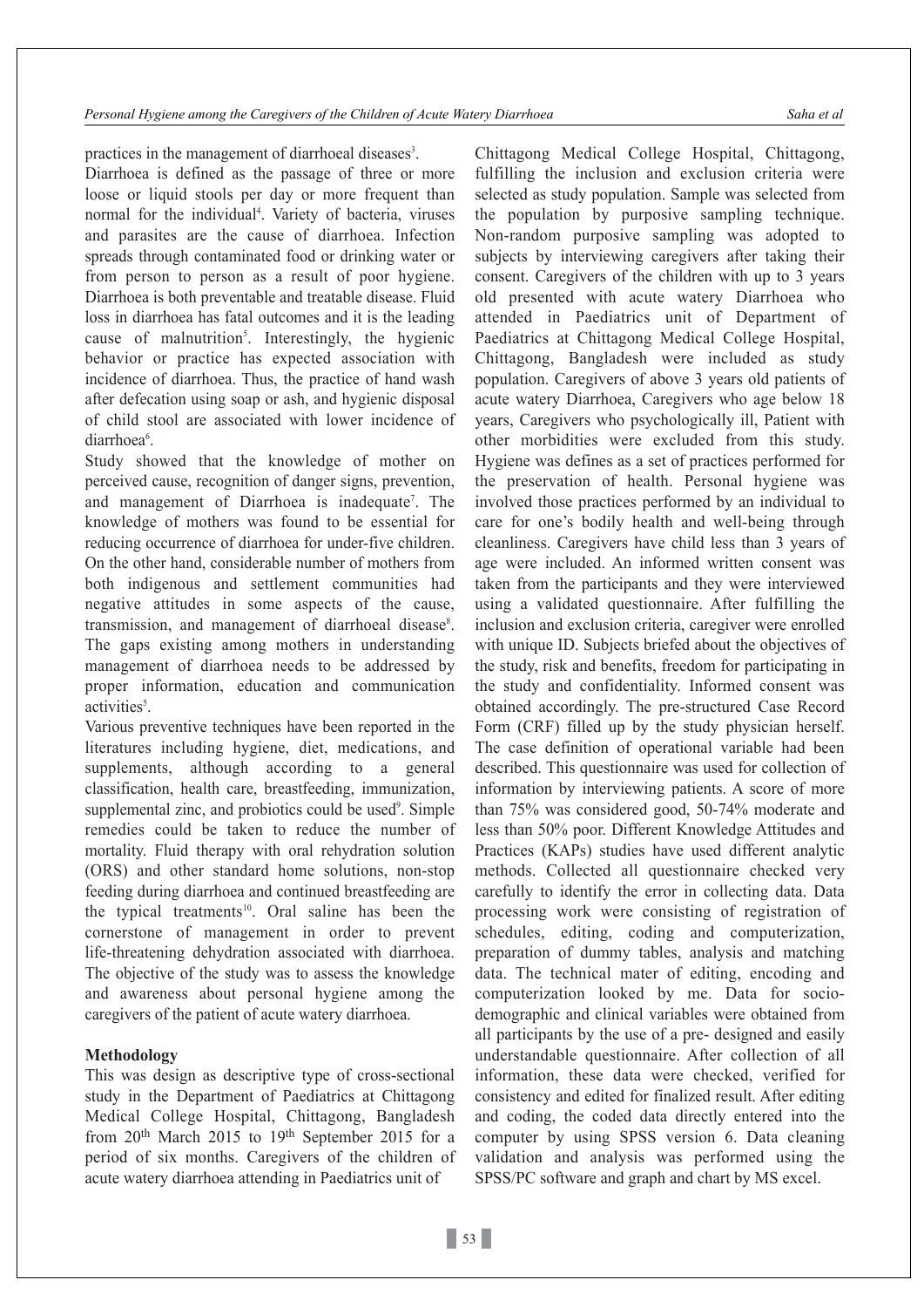practices in the management of diarrhoeal diseases[3].

Diarrhoea is defined as the passage of three or more loose or liquid stools per day or more frequent than normal for the individual[4]. Variety of bacteria, viruses and parasites are the cause of diarrhoea. Infection spreads through contaminated food or drinking water or from person to person as a result of poor hygiene. Diarrhoea is both preventable and treatable disease. Fluid loss in diarrhoea has fatal outcomes and it is the leading cause of malnutrition[5]. Interestingly, the hygienic behavior or practice has expected association with incidence of diarrhoea. Thus, the practice of hand wash after defecation using soap or ash, and hygienic disposal of child stool are associated with lower incidence of diarrhoea[6].

Study showed that the knowledge of mother on perceived cause, recognition of danger signs, prevention, and management of Diarrhoea is inadequate[7]. The knowledge of mothers was found to be essential for reducing occurrence of diarrhoea for under-five children. On the other hand, considerable number of mothers from both indigenous and settlement communities had negative attitudes in some aspects of the cause, transmission, and management of diarrhoeal disease[8]. The gaps existing among mothers in understanding management of diarrhoea needs to be addressed by proper information, education and communication activities[5].

Various preventive techniques have been reported in the literatures including hygiene, diet, medications, and supplements, although according to a general classification, health care, breastfeeding, immunization, supplemental zinc, and probiotics could be used[9]. Simple remedies could be taken to reduce the number of mortality. Fluid therapy with oral rehydration solution (ORS) and other standard home solutions, non-stop feeding during diarrhoea and continued breastfeeding are the typical treatments[10]. Oral saline has been the cornerstone of management in order to prevent life-threatening dehydration associated with diarrhoea. The objective of the study was to assess the knowledge and awareness about personal hygiene among the caregivers of the patient of acute watery diarrhoea.

**Methodology**

This was design as descriptive type of cross-sectional study in the Department of Paediatrics at Chittagong Medical College Hospital, Chittagong, Bangladesh from 20th March 2015 to 19th September 2015 for a period of six months. Caregivers of the children of acute watery diarrhoea attending in Paediatrics unit of Chittagong Medical College Hospital, Chittagong, fulfilling the inclusion and exclusion criteria were selected as study population. Sample was selected from the population by purposive sampling technique. Non-random purposive sampling was adopted to subjects by interviewing caregivers after taking their consent. Caregivers of the children with up to 3 years old presented with acute watery Diarrhoea who attended in Paediatrics unit of Department of Paediatrics at Chittagong Medical College Hospital, Chittagong, Bangladesh were included as study population. Caregivers of above 3 years old patients of acute watery Diarrhoea, Caregivers who age below 18 years, Caregivers who psychologically ill, Patient with other morbidities were excluded from this study. Hygiene was defines as a set of practices performed for the preservation of health. Personal hygiene was involved those practices performed by an individual to care for one's bodily health and well-being through cleanliness. Caregivers have child less than 3 years of age were included. An informed written consent was taken from the participants and they were interviewed using a validated questionnaire. After fulfilling the inclusion and exclusion criteria, caregiver were enrolled with unique ID. Subjects briefed about the objectives of the study, risk and benefits, freedom for participating in the study and confidentiality. Informed consent was obtained accordingly. The pre-structured Case Record Form (CRF) filled up by the study physician herself. The case definition of operational variable had been described. This questionnaire was used for collection of information by interviewing patients. A score of more than 75% was considered good, 50-74% moderate and less than 50% poor. Different Knowledge Attitudes and Practices (KAPs) studies have used different analytic methods. Collected all questionnaire checked very carefully to identify the error in collecting data. Data processing work were consisting of registration of schedules, editing, coding and computerization, preparation of dummy tables, analysis and matching data. The technical mater of editing, encoding and computerization looked by me. Data for socio-demographic and clinical variables were obtained from all participants by the use of a pre- designed and easily understandable questionnaire. After collection of all information, these data were checked, verified for consistency and edited for finalized result. After editing and coding, the coded data directly entered into the computer by using SPSS version 6. Data cleaning validation and analysis was performed using the SPSS/PC software and graph and chart by MS excel.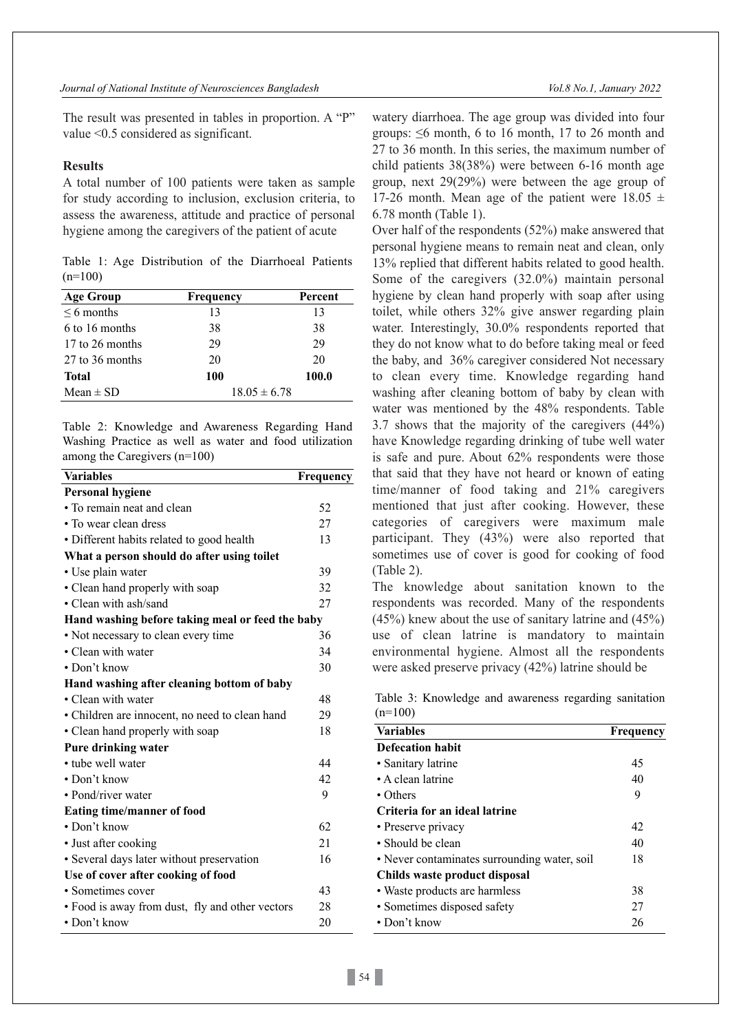The result was presented in tables in proportion. A "P" value <0.5 considered as significant.

## Results

A total number of 100 patients were taken as sample for study according to inclusion, exclusion criteria, to assess the awareness, attitude and practice of personal hygiene among the caregivers of the patient of acute watery diarrhoea. The age group was divided into four groups: ≤6 month, 6 to 16 month, 17 to 26 month and 27 to 36 month. In this series, the maximum number of child patients 38(38%) were between 6-16 month age group, next 29(29%) were between the age group of 17-26 month. Mean age of the patient were 18.05 ± 6.78 month (Table 1).

Table 1: Age Distribution of the Diarrhoeal Patients (n=100)

| Age Group | Frequency | Percent |
|---|---|---|
| ≤ 6 months | 13 | 13 |
| 6 to 16 months | 38 | 38 |
| 17 to 26 months | 29 | 29 |
| 27 to 36 months | 20 | 20 |
| **Total** | **100** | **100.0** |
| Mean ± SD | 18.05 ± 6.78 | |

Over half of the respondents (52%) make answered that personal hygiene means to remain neat and clean, only 13% replied that different habits related to good health. Some of the caregivers (32.0%) maintain personal hygiene by clean hand properly with soap after using toilet, while others 32% give answer regarding plain water. Interestingly, 30.0% respondents reported that they do not know what to do before taking meal or feed the baby, and 36% caregiver considered Not necessary to clean every time. Knowledge regarding hand washing after cleaning bottom of baby by clean with water was mentioned by the 48% respondents. Table 3.7 shows that the majority of the caregivers (44%) have Knowledge regarding drinking of tube well water is safe and pure. About 62% respondents were those that said that they have not heard or known of eating time/manner of food taking and 21% caregivers mentioned that just after cooking. However, these categories of caregivers were maximum male participant. They (43%) were also reported that sometimes use of cover is good for cooking of food (Table 2).

Table 2: Knowledge and Awareness Regarding Hand Washing Practice as well as water and food utilization among the Caregivers (n=100)

| Variables | Frequency |
|---|---|
| **Personal hygiene** | |
| • To remain neat and clean | 52 |
| • To wear clean dress | 27 |
| • Different habits related to good health | 13 |
| **What a person should do after using toilet** | |
| • Use plain water | 39 |
| • Clean hand properly with soap | 32 |
| • Clean with ash/sand | 27 |
| **Hand washing before taking meal or feed the baby** | |
| • Not necessary to clean every time | 36 |
| • Clean with water | 34 |
| • Don't know | 30 |
| **Hand washing after cleaning bottom of baby** | |
| • Clean with water | 48 |
| • Children are innocent, no need to clean hand | 29 |
| • Clean hand properly with soap | 18 |
| **Pure drinking water** | |
| • tube well water | 44 |
| • Don't know | 42 |
| • Pond/river water | 9 |
| **Eating time/manner of food** | |
| • Don't know | 62 |
| • Just after cooking | 21 |
| • Several days later without preservation | 16 |
| **Use of cover after cooking of food** | |
| • Sometimes cover | 43 |
| • Food is away from dust, fly and other vectors | 28 |
| • Don't know | 20 |

The knowledge about sanitation known to the respondents was recorded. Many of the respondents (45%) knew about the use of sanitary latrine and (45%) use of clean latrine is mandatory to maintain environmental hygiene. Almost all the respondents were asked preserve privacy (42%) latrine should be

Table 3: Knowledge and awareness regarding sanitation (n=100)

| Variables | Frequency |
|---|---|
| **Defecation habit** | |
| • Sanitary latrine | 45 |
| • A clean latrine | 40 |
| • Others | 9 |
| **Criteria for an ideal latrine** | |
| • Preserve privacy | 42 |
| • Should be clean | 40 |
| • Never contaminates surrounding water, soil | 18 |
| **Childs waste product disposal** | |
| • Waste products are harmless | 38 |
| • Sometimes disposed safety | 27 |
| • Don't know | 26 |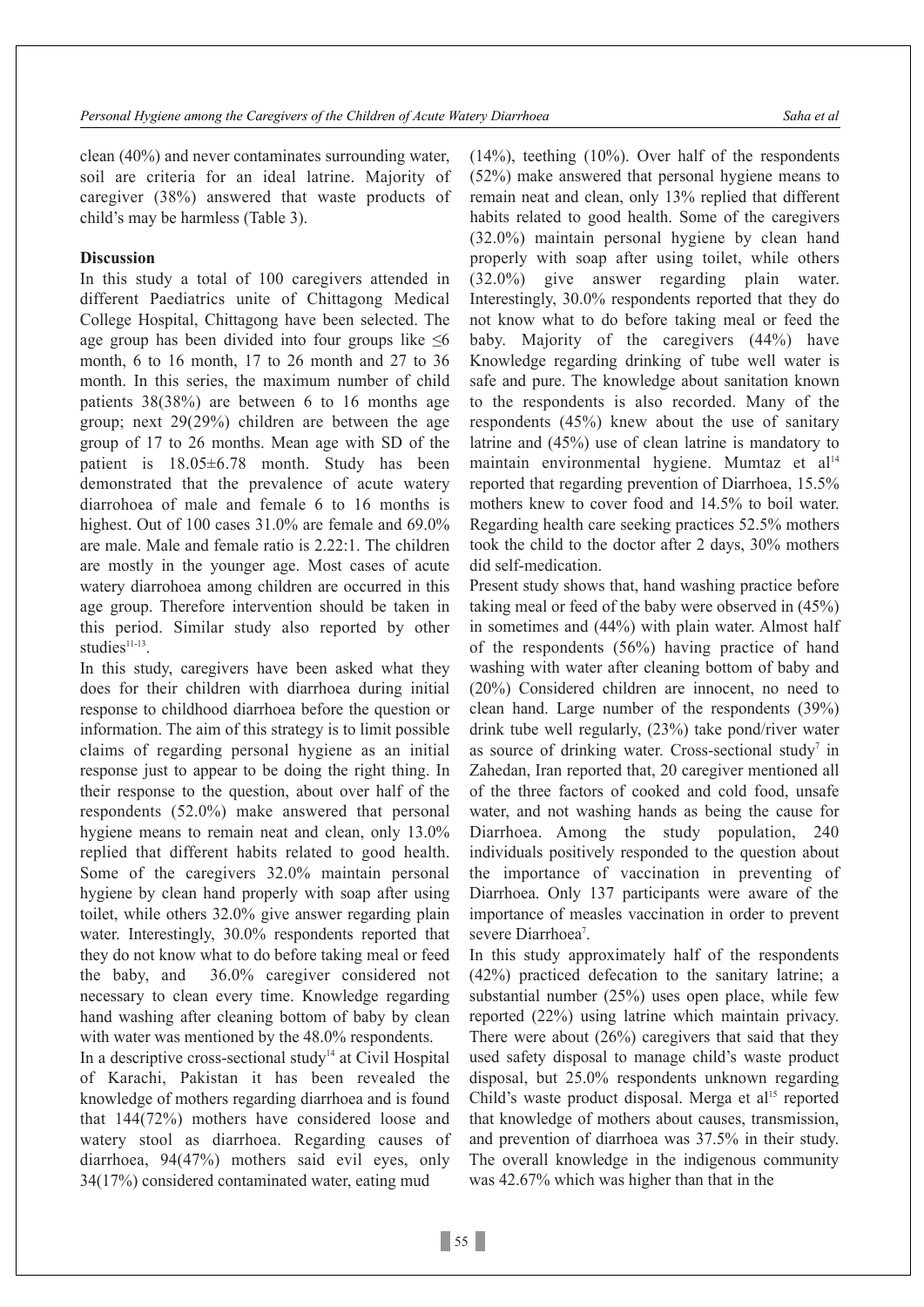clean (40%) and never contaminates surrounding water, soil are criteria for an ideal latrine. Majority of caregiver (38%) answered that waste products of child's may be harmless (Table 3).

**Discussion**

In this study a total of 100 caregivers attended in different Paediatrics unite of Chittagong Medical College Hospital, Chittagong have been selected. The age group has been divided into four groups like ≤6 month, 6 to 16 month, 17 to 26 month and 27 to 36 month. In this series, the maximum number of child patients 38(38%) are between 6 to 16 months age group; next 29(29%) children are between the age group of 17 to 26 months. Mean age with SD of the patient is 18.05±6.78 month. Study has been demonstrated that the prevalence of acute watery diarrohoea of male and female 6 to 16 months is highest. Out of 100 cases 31.0% are female and 69.0% are male. Male and female ratio is 2.22:1. The children are mostly in the younger age. Most cases of acute watery diarrohoea among children are occurred in this age group. Therefore intervention should be taken in this period. Similar study also reported by other studies[11-13].

In this study, caregivers have been asked what they does for their children with diarrhoea during initial response to childhood diarrhoea before the question or information. The aim of this strategy is to limit possible claims of regarding personal hygiene as an initial response just to appear to be doing the right thing. In their response to the question, about over half of the respondents (52.0%) make answered that personal hygiene means to remain neat and clean, only 13.0% replied that different habits related to good health. Some of the caregivers 32.0% maintain personal hygiene by clean hand properly with soap after using toilet, while others 32.0% give answer regarding plain water. Interestingly, 30.0% respondents reported that they do not know what to do before taking meal or feed the baby, and 36.0% caregiver considered not necessary to clean every time. Knowledge regarding hand washing after cleaning bottom of baby by clean with water was mentioned by the 48.0% respondents.

In a descriptive cross-sectional study[14] at Civil Hospital of Karachi, Pakistan it has been revealed the knowledge of mothers regarding diarrhoea and is found that 144(72%) mothers have considered loose and watery stool as diarrhoea. Regarding causes of diarrhoea, 94(47%) mothers said evil eyes, only 34(17%) considered contaminated water, eating mud (14%), teething (10%). Over half of the respondents (52%) make answered that personal hygiene means to remain neat and clean, only 13% replied that different habits related to good health. Some of the caregivers (32.0%) maintain personal hygiene by clean hand properly with soap after using toilet, while others (32.0%) give answer regarding plain water. Interestingly, 30.0% respondents reported that they do not know what to do before taking meal or feed the baby. Majority of the caregivers (44%) have Knowledge regarding drinking of tube well water is safe and pure. The knowledge about sanitation known to the respondents is also recorded. Many of the respondents (45%) knew about the use of sanitary latrine and (45%) use of clean latrine is mandatory to maintain environmental hygiene. Mumtaz et al[14] reported that regarding prevention of Diarrhoea, 15.5% mothers knew to cover food and 14.5% to boil water. Regarding health care seeking practices 52.5% mothers took the child to the doctor after 2 days, 30% mothers did self-medication.

Present study shows that, hand washing practice before taking meal or feed of the baby were observed in (45%) in sometimes and (44%) with plain water. Almost half of the respondents (56%) having practice of hand washing with water after cleaning bottom of baby and (20%) Considered children are innocent, no need to clean hand. Large number of the respondents (39%) drink tube well regularly, (23%) take pond/river water as source of drinking water. Cross-sectional study[7] in Zahedan, Iran reported that, 20 caregiver mentioned all of the three factors of cooked and cold food, unsafe water, and not washing hands as being the cause for Diarrhoea. Among the study population, 240 individuals positively responded to the question about the importance of vaccination in preventing of Diarrhoea. Only 137 participants were aware of the importance of measles vaccination in order to prevent severe Diarrhoea[7].

In this study approximately half of the respondents (42%) practiced defecation to the sanitary latrine; a substantial number (25%) uses open place, while few reported (22%) using latrine which maintain privacy. There were about (26%) caregivers that said that they used safety disposal to manage child's waste product disposal, but 25.0% respondents unknown regarding Child's waste product disposal. Merga et al[15] reported that knowledge of mothers about causes, transmission, and prevention of diarrhoea was 37.5% in their study. The overall knowledge in the indigenous community was 42.67% which was higher than that in the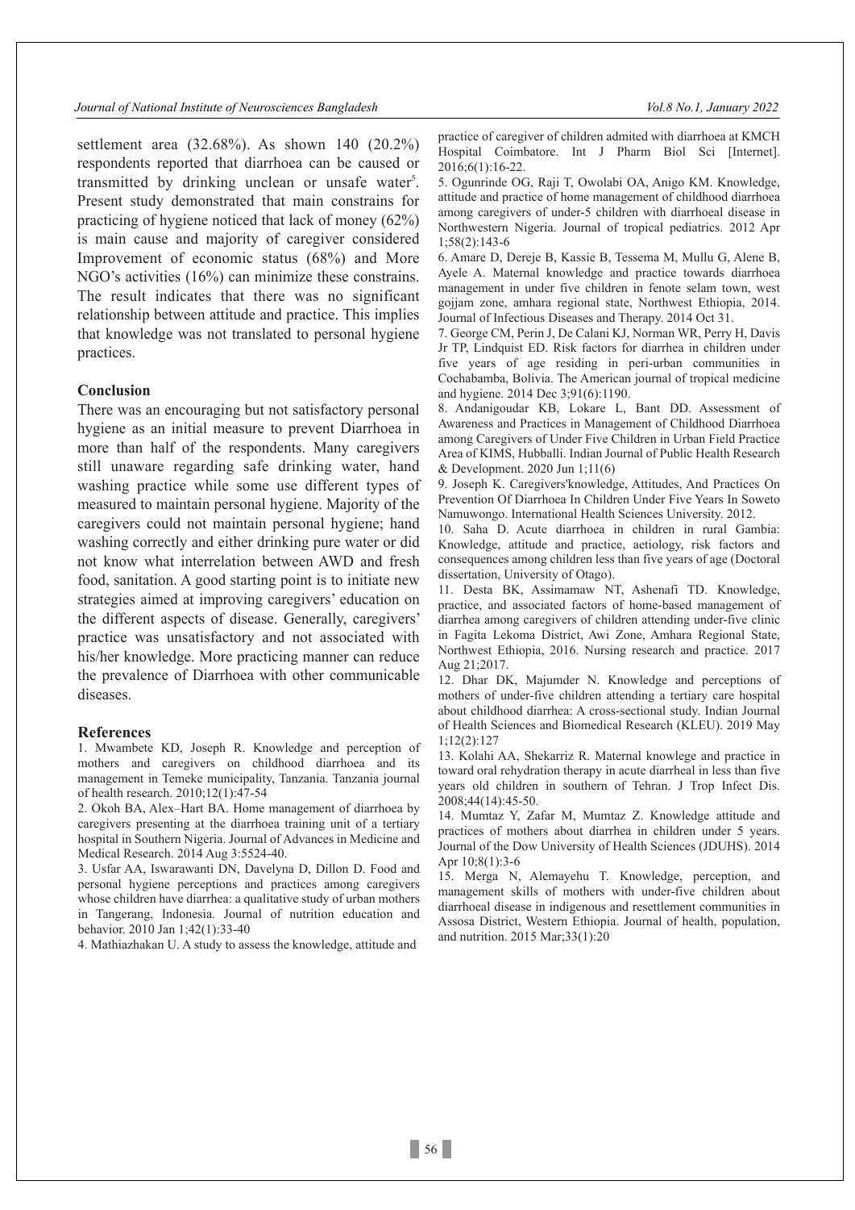settlement area (32.68%). As shown 140 (20.2%) respondents reported that diarrhoea can be caused or transmitted by drinking unclean or unsafe water[5]. Present study demonstrated that main constrains for practicing of hygiene noticed that lack of money (62%) is main cause and majority of caregiver considered Improvement of economic status (68%) and More NGO's activities (16%) can minimize these constrains. The result indicates that there was no significant relationship between attitude and practice. This implies that knowledge was not translated to personal hygiene practices.

## Conclusion

There was an encouraging but not satisfactory personal hygiene as an initial measure to prevent Diarrhoea in more than half of the respondents. Many caregivers still unaware regarding safe drinking water, hand washing practice while some use different types of measured to maintain personal hygiene. Majority of the caregivers could not maintain personal hygiene; hand washing correctly and either drinking pure water or did not know what interrelation between AWD and fresh food, sanitation. A good starting point is to initiate new strategies aimed at improving caregivers' education on the different aspects of disease. Generally, caregivers' practice was unsatisfactory and not associated with his/her knowledge. More practicing manner can reduce the prevalence of Diarrhoea with other communicable diseases.

## References

1. Mwambete KD, Joseph R. Knowledge and perception of mothers and caregivers on childhood diarrhoea and its management in Temeke municipality, Tanzania. Tanzania journal of health research. 2010;12(1):47-54
2. Okoh BA, Alex–Hart BA. Home management of diarrhoea by caregivers presenting at the diarrhoea training unit of a tertiary hospital in Southern Nigeria. Journal of Advances in Medicine and Medical Research. 2014 Aug 3:5524-40.
3. Usfar AA, Iswarawanti DN, Davelyna D, Dillon D. Food and personal hygiene perceptions and practices among caregivers whose children have diarrhea: a qualitative study of urban mothers in Tangerang, Indonesia. Journal of nutrition education and behavior. 2010 Jan 1;42(1):33-40
4. Mathiazhakan U. A study to assess the knowledge, attitude and practice of caregiver of children admited with diarrhoea at KMCH Hospital Coimbatore. Int J Pharm Biol Sci [Internet]. 2016;6(1):16-22.
5. Ogunrinde OG, Raji T, Owolabi OA, Anigo KM. Knowledge, attitude and practice of home management of childhood diarrhoea among caregivers of under-5 children with diarrhoeal disease in Northwestern Nigeria. Journal of tropical pediatrics. 2012 Apr 1;58(2):143-6
6. Amare D, Dereje B, Kassie B, Tessema M, Mullu G, Alene B, Ayele A. Maternal knowledge and practice towards diarrhoea management in under five children in fenote selam town, west gojjam zone, amhara regional state, Northwest Ethiopia, 2014. Journal of Infectious Diseases and Therapy. 2014 Oct 31.
7. George CM, Perin J, De Calani KJ, Norman WR, Perry H, Davis Jr TP, Lindquist ED. Risk factors for diarrhea in children under five years of age residing in peri-urban communities in Cochabamba, Bolivia. The American journal of tropical medicine and hygiene. 2014 Dec 3;91(6):1190.
8. Andanigoudar KB, Lokare L, Bant DD. Assessment of Awareness and Practices in Management of Childhood Diarrhoea among Caregivers of Under Five Children in Urban Field Practice Area of KIMS, Hubballi. Indian Journal of Public Health Research & Development. 2020 Jun 1;11(6)
9. Joseph K. Caregivers'knowledge, Attitudes, And Practices On Prevention Of Diarrhoea In Children Under Five Years In Soweto Namuwongo. International Health Sciences University. 2012.
10. Saha D. Acute diarrhoea in children in rural Gambia: Knowledge, attitude and practice, aetiology, risk factors and consequences among children less than five years of age (Doctoral dissertation, University of Otago).
11. Desta BK, Assimamaw NT, Ashenafi TD. Knowledge, practice, and associated factors of home-based management of diarrhea among caregivers of children attending under-five clinic in Fagita Lekoma District, Awi Zone, Amhara Regional State, Northwest Ethiopia, 2016. Nursing research and practice. 2017 Aug 21;2017.
12. Dhar DK, Majumder N. Knowledge and perceptions of mothers of under-five children attending a tertiary care hospital about childhood diarrhea: A cross-sectional study. Indian Journal of Health Sciences and Biomedical Research (KLEU). 2019 May 1;12(2):127
13. Kolahi AA, Shekarriz R. Maternal knowlege and practice in toward oral rehydration therapy in acute diarrheal in less than five years old children in southern of Tehran. J Trop Infect Dis. 2008;44(14):45-50.
14. Mumtaz Y, Zafar M, Mumtaz Z. Knowledge attitude and practices of mothers about diarrhea in children under 5 years. Journal of the Dow University of Health Sciences (JDUHS). 2014 Apr 10;8(1):3-6
15. Merga N, Alemayehu T. Knowledge, perception, and management skills of mothers with under-five children about diarrhoeal disease in indigenous and resettlement communities in Assosa District, Western Ethiopia. Journal of health, population, and nutrition. 2015 Mar;33(1):20